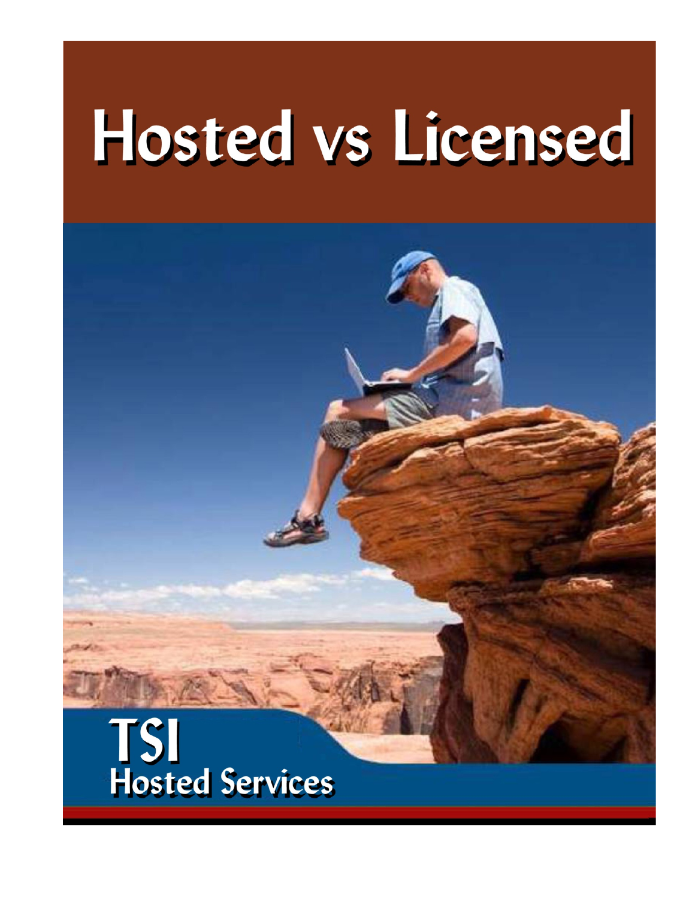# Hosted vs Licensed

**TSI**
**Hosted Services**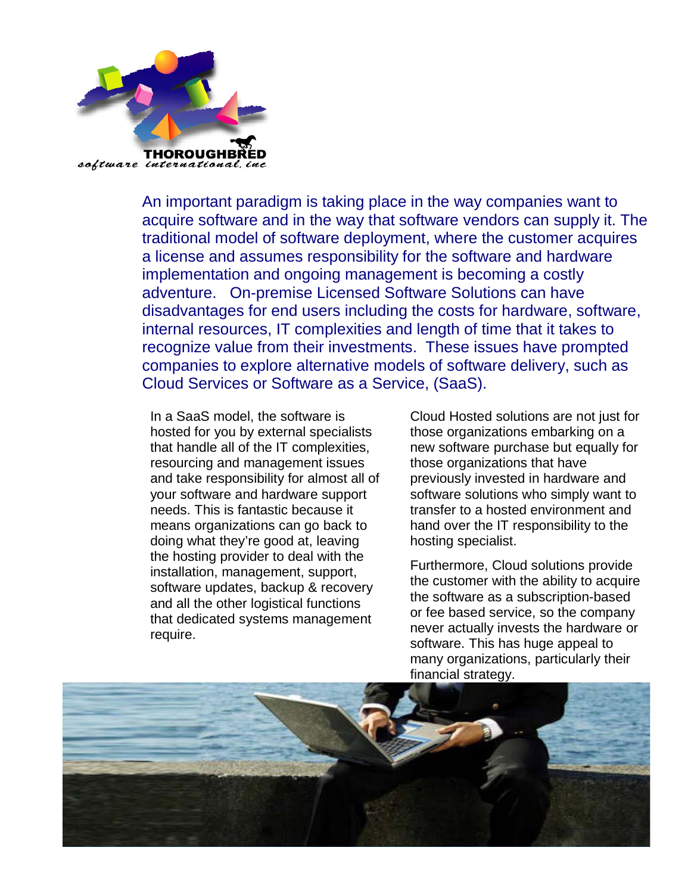THOROUGHBRED software international, inc

An important paradigm is taking place in the way companies want to acquire software and in the way that software vendors can supply it. The traditional model of software deployment, where the customer acquires a license and assumes responsibility for the software and hardware implementation and ongoing management is becoming a costly adventure. On-premise Licensed Software Solutions can have disadvantages for end users including the costs for hardware, software, internal resources, IT complexities and length of time that it takes to recognize value from their investments. These issues have prompted companies to explore alternative models of software delivery, such as Cloud Services or Software as a Service, (SaaS).

In a SaaS model, the software is hosted for you by external specialists that handle all of the IT complexities, resourcing and management issues and take responsibility for almost all of your software and hardware support needs. This is fantastic because it means organizations can go back to doing what they're good at, leaving the hosting provider to deal with the installation, management, support, software updates, backup & recovery and all the other logistical functions that dedicated systems management require.

Cloud Hosted solutions are not just for those organizations embarking on a new software purchase but equally for those organizations that have previously invested in hardware and software solutions who simply want to transfer to a hosted environment and hand over the IT responsibility to the hosting specialist.

Furthermore, Cloud solutions provide the customer with the ability to acquire the software as a subscription-based or fee based service, so the company never actually invests the hardware or software. This has huge appeal to many organizations, particularly their financial strategy.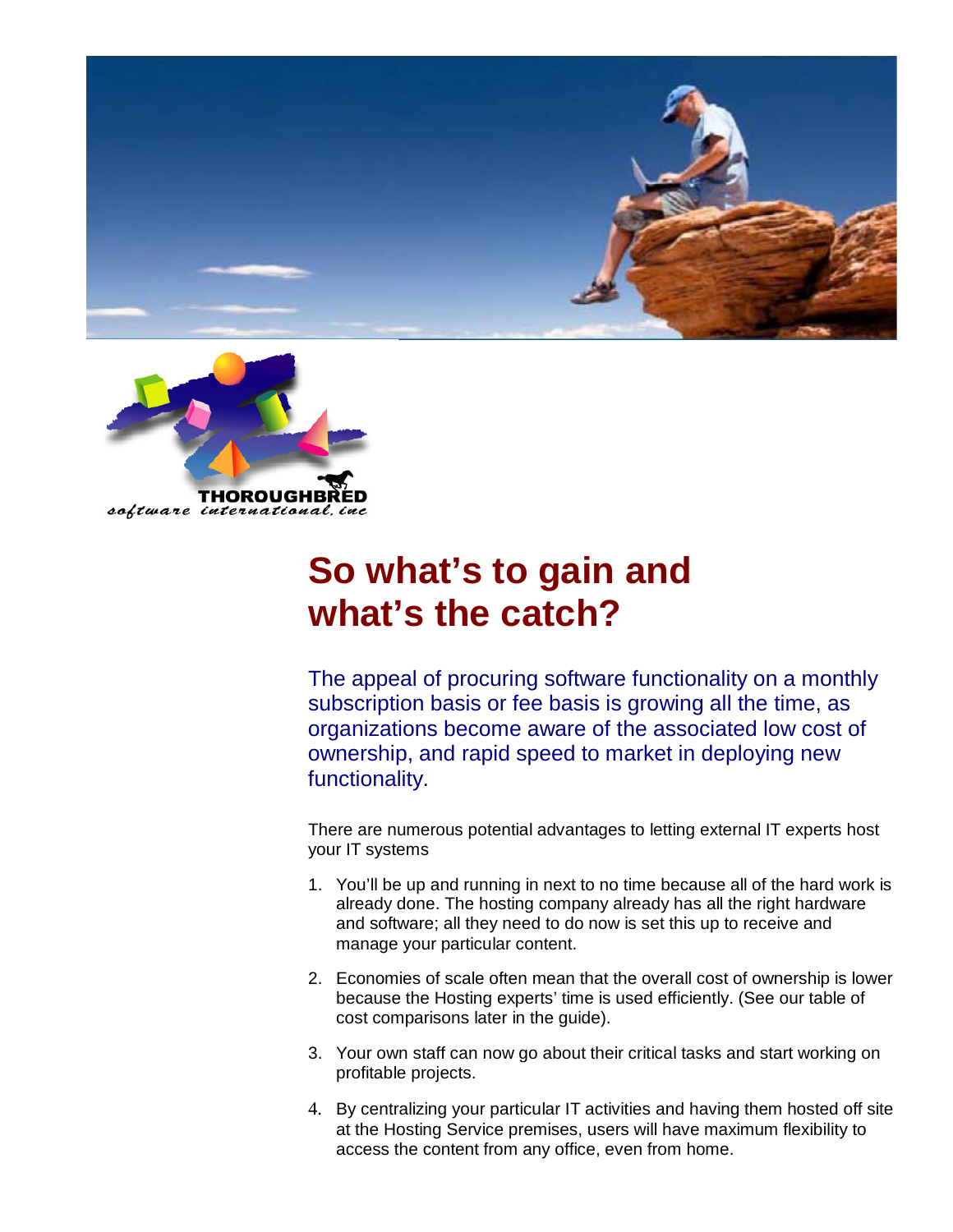# So what's to gain and what's the catch?

The appeal of procuring software functionality on a monthly subscription basis or fee basis is growing all the time, as organizations become aware of the associated low cost of ownership, and rapid speed to market in deploying new functionality.

There are numerous potential advantages to letting external IT experts host your IT systems

1. You'll be up and running in next to no time because all of the hard work is already done. The hosting company already has all the right hardware and software; all they need to do now is set this up to receive and manage your particular content.
2. Economies of scale often mean that the overall cost of ownership is lower because the Hosting experts' time is used efficiently. (See our table of cost comparisons later in the guide).
3. Your own staff can now go about their critical tasks and start working on profitable projects.
4. By centralizing your particular IT activities and having them hosted off site at the Hosting Service premises, users will have maximum flexibility to access the content from any office, even from home.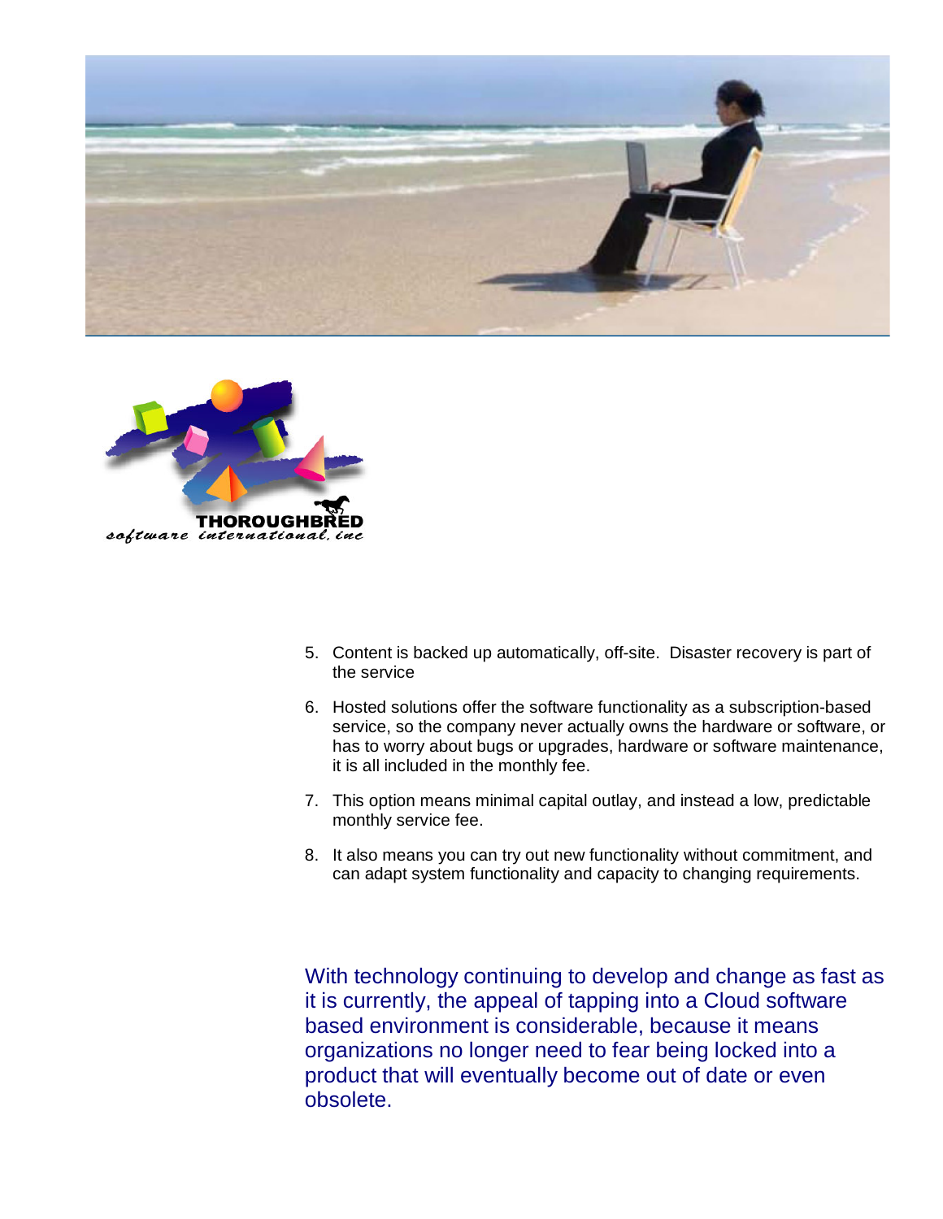5. Content is backed up automatically, off-site. Disaster recovery is part of the service

6. Hosted solutions offer the software functionality as a subscription-based service, so the company never actually owns the hardware or software, or has to worry about bugs or upgrades, hardware or software maintenance, it is all included in the monthly fee.

7. This option means minimal capital outlay, and instead a low, predictable monthly service fee.

8. It also means you can try out new functionality without commitment, and can adapt system functionality and capacity to changing requirements.

With technology continuing to develop and change as fast as it is currently, the appeal of tapping into a Cloud software based environment is considerable, because it means organizations no longer need to fear being locked into a product that will eventually become out of date or even obsolete.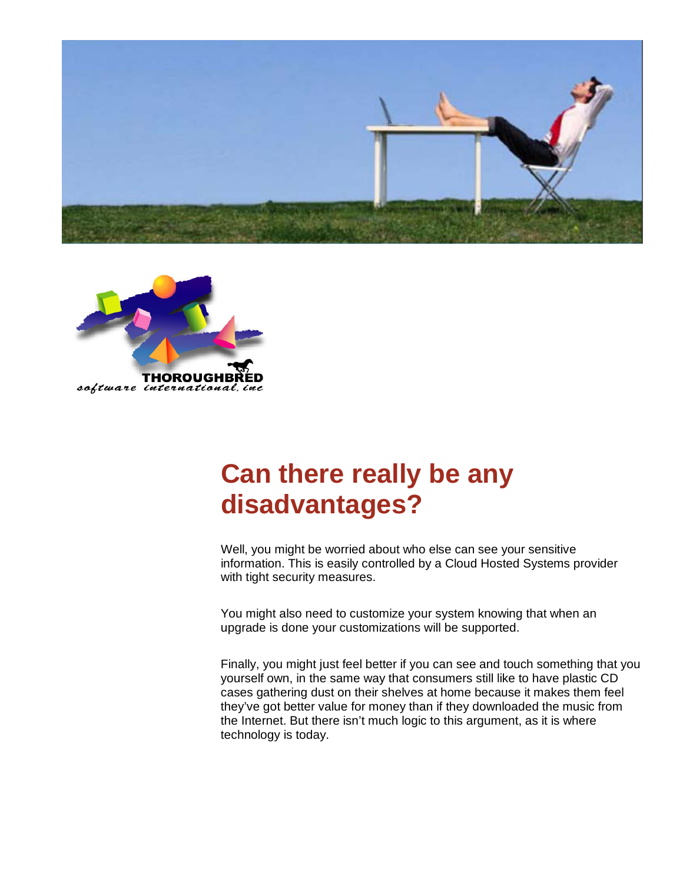# Can there really be any disadvantages?

Well, you might be worried about who else can see your sensitive information. This is easily controlled by a Cloud Hosted Systems provider with tight security measures.

You might also need to customize your system knowing that when an upgrade is done your customizations will be supported.

Finally, you might just feel better if you can see and touch something that you yourself own, in the same way that consumers still like to have plastic CD cases gathering dust on their shelves at home because it makes them feel they've got better value for money than if they downloaded the music from the Internet. But there isn't much logic to this argument, as it is where technology is today.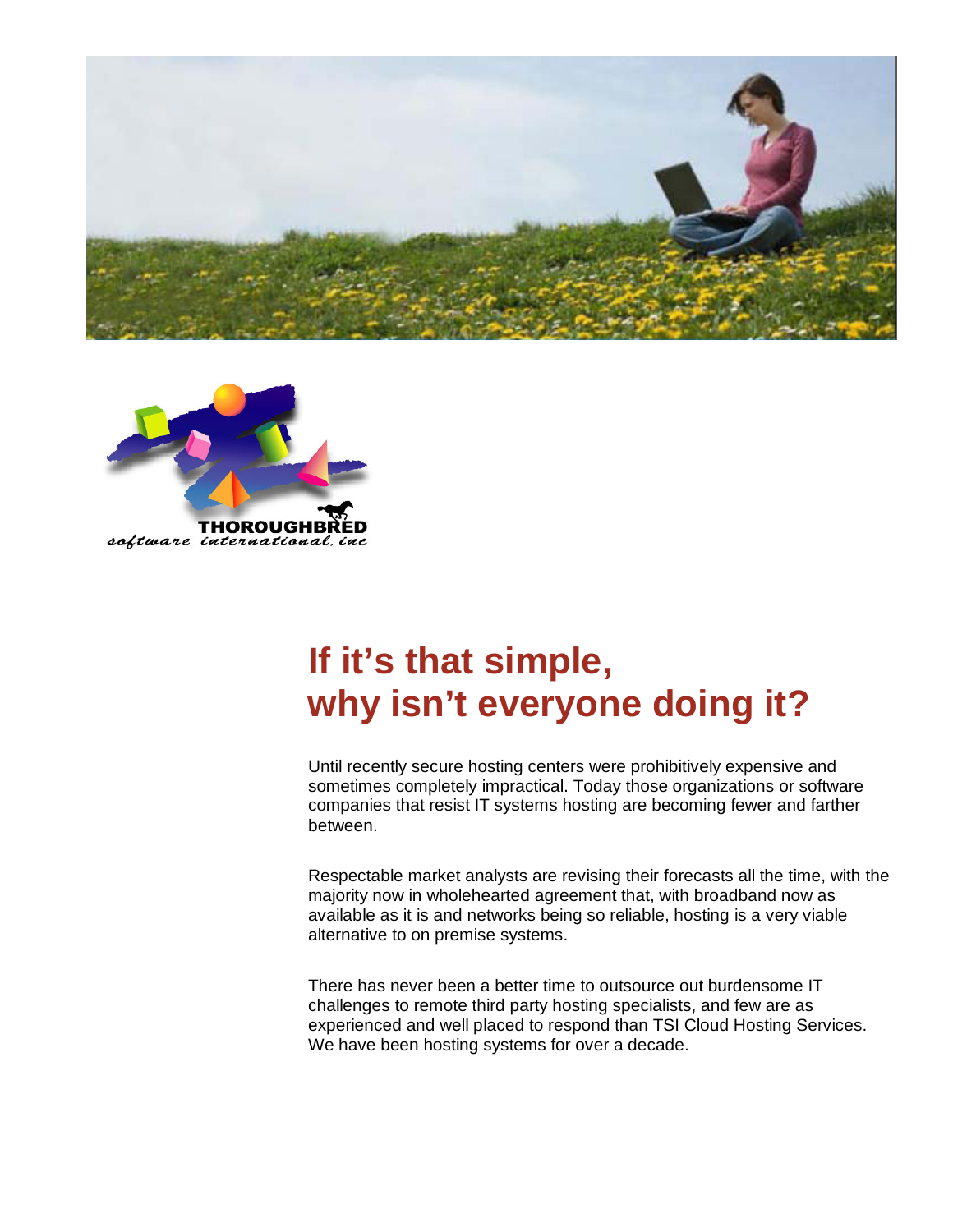# If it's that simple, why isn't everyone doing it?

Until recently secure hosting centers were prohibitively expensive and sometimes completely impractical. Today those organizations or software companies that resist IT systems hosting are becoming fewer and farther between.

Respectable market analysts are revising their forecasts all the time, with the majority now in wholehearted agreement that, with broadband now as available as it is and networks being so reliable, hosting is a very viable alternative to on premise systems.

There has never been a better time to outsource out burdensome IT challenges to remote third party hosting specialists, and few are as experienced and well placed to respond than TSI Cloud Hosting Services. We have been hosting systems for over a decade.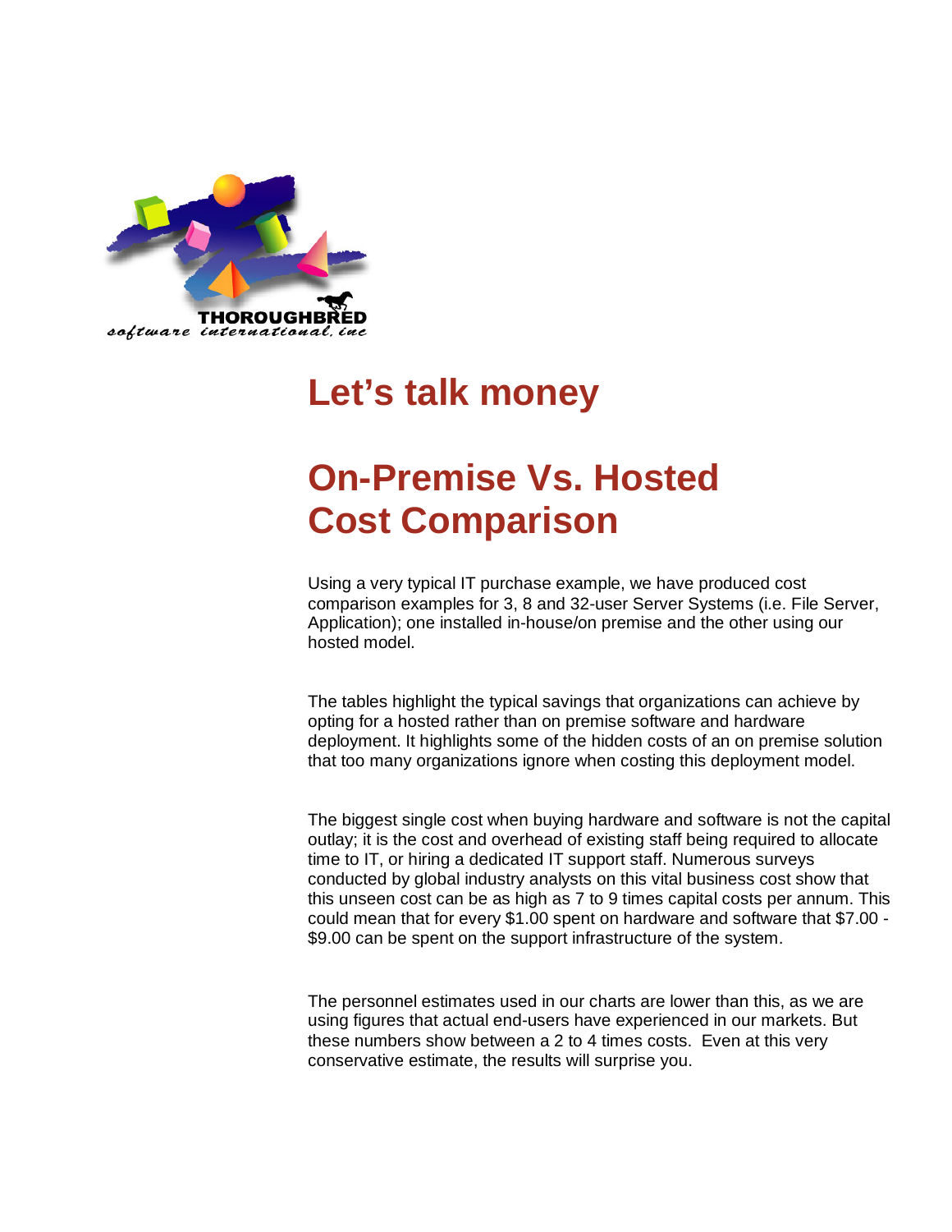THOROUGHBRED
software international, inc

# Let's talk money

# On-Premise Vs. Hosted Cost Comparison

Using a very typical IT purchase example, we have produced cost comparison examples for 3, 8 and 32-user Server Systems (i.e. File Server, Application); one installed in-house/on premise and the other using our hosted model.

The tables highlight the typical savings that organizations can achieve by opting for a hosted rather than on premise software and hardware deployment. It highlights some of the hidden costs of an on premise solution that too many organizations ignore when costing this deployment model.

The biggest single cost when buying hardware and software is not the capital outlay; it is the cost and overhead of existing staff being required to allocate time to IT, or hiring a dedicated IT support staff. Numerous surveys conducted by global industry analysts on this vital business cost show that this unseen cost can be as high as 7 to 9 times capital costs per annum. This could mean that for every $1.00 spent on hardware and software that $7.00 - $9.00 can be spent on the support infrastructure of the system.

The personnel estimates used in our charts are lower than this, as we are using figures that actual end-users have experienced in our markets. But these numbers show between a 2 to 4 times costs. Even at this very conservative estimate, the results will surprise you.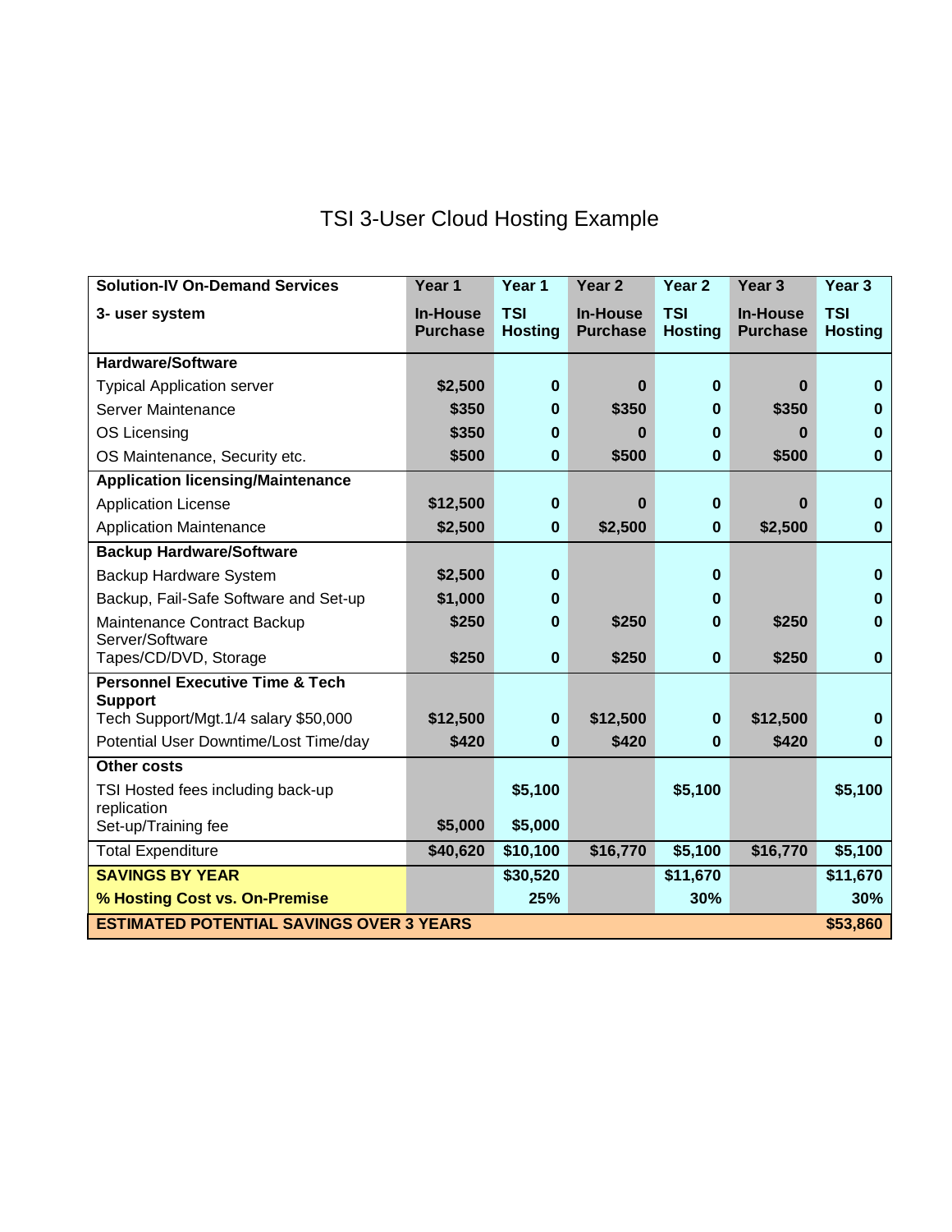# TSI 3-User Cloud Hosting Example

| Solution-IV On-Demand Services<br>3- user system | Year 1<br>In-House Purchase | Year 1<br>TSI Hosting | Year 2<br>In-House Purchase | Year 2<br>TSI Hosting | Year 3<br>In-House Purchase | Year 3<br>TSI Hosting |
|---|---|---|---|---|---|---|
| **Hardware/Software** | | | | | | |
| Typical Application server | $2,500 | 0 | 0 | 0 | 0 | 0 |
| Server Maintenance | $350 | 0 | $350 | 0 | $350 | 0 |
| OS Licensing | $350 | 0 | 0 | 0 | 0 | 0 |
| OS Maintenance, Security etc. | $500 | 0 | $500 | 0 | $500 | 0 |
| **Application licensing/Maintenance** | | | | | | |
| Application License | $12,500 | 0 | 0 | 0 | 0 | 0 |
| Application Maintenance | $2,500 | 0 | $2,500 | 0 | $2,500 | 0 |
| **Backup Hardware/Software** | | | | | | |
| Backup Hardware System | $2,500 | 0 | | 0 | | 0 |
| Backup, Fail-Safe Software and Set-up | $1,000 | 0 | | 0 | | 0 |
| Maintenance Contract Backup Server/Software | $250 | 0 | $250 | 0 | $250 | 0 |
| Tapes/CD/DVD, Storage | $250 | 0 | $250 | 0 | $250 | 0 |
| **Personnel Executive Time & Tech Support** | | | | | | |
| Tech Support/Mgt.1/4 salary $50,000 | $12,500 | 0 | $12,500 | 0 | $12,500 | 0 |
| Potential User Downtime/Lost Time/day | $420 | 0 | $420 | 0 | $420 | 0 |
| **Other costs** | | | | | | |
| TSI Hosted fees including back-up replication | | $5,100 | | $5,100 | | $5,100 |
| Set-up/Training fee | $5,000 | $5,000 | | | | |
| Total Expenditure | $40,620 | $10,100 | $16,770 | $5,100 | $16,770 | $5,100 |
| **SAVINGS BY YEAR** | | $30,520 | | $11,670 | | $11,670 |
| **% Hosting Cost vs. On-Premise** | | 25% | | 30% | | 30% |
| **ESTIMATED POTENTIAL SAVINGS OVER 3 YEARS** | | | | | | $53,860 |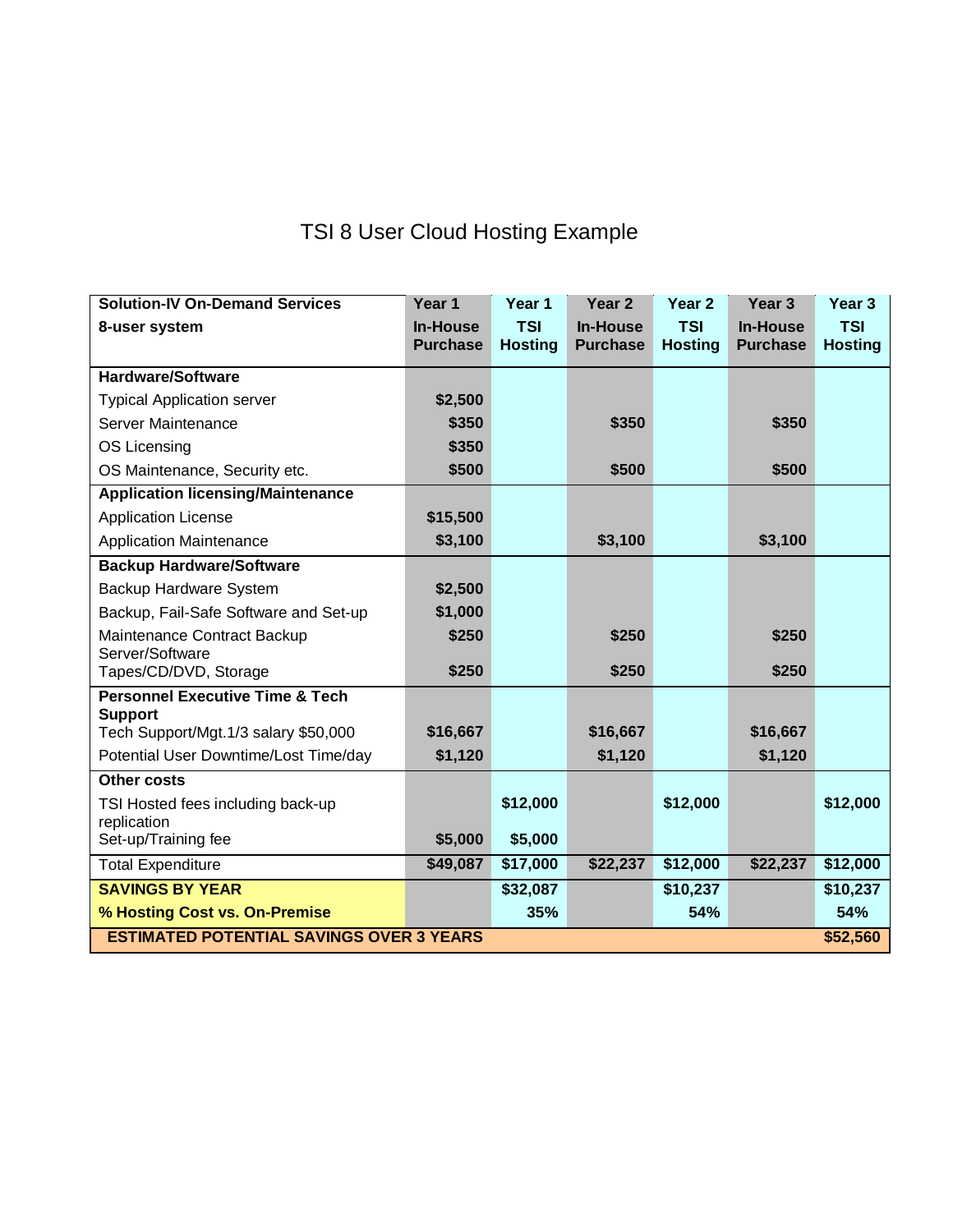# TSI 8 User Cloud Hosting Example

| **Solution-IV On-Demand Services**<br>**8-user system** | **Year 1**<br>**In-House Purchase** | **Year 1**<br>**TSI Hosting** | **Year 2**<br>**In-House Purchase** | **Year 2**<br>**TSI Hosting** | **Year 3**<br>**In-House Purchase** | **Year 3**<br>**TSI Hosting** |
|---|---|---|---|---|---|---|
| **Hardware/Software** | | | | | | |
| Typical Application server | **$2,500** | | | | | |
| Server Maintenance | **$350** | | **$350** | | **$350** | |
| OS Licensing | **$350** | | | | | |
| OS Maintenance, Security etc. | **$500** | | **$500** | | **$500** | |
| **Application licensing/Maintenance** | | | | | | |
| Application License | **$15,500** | | | | | |
| Application Maintenance | **$3,100** | | **$3,100** | | **$3,100** | |
| **Backup Hardware/Software** | | | | | | |
| Backup Hardware System | **$2,500** | | | | | |
| Backup, Fail-Safe Software and Set-up | **$1,000** | | | | | |
| Maintenance Contract Backup Server/Software | **$250** | | **$250** | | **$250** | |
| Tapes/CD/DVD, Storage | **$250** | | **$250** | | **$250** | |
| **Personnel Executive Time & Tech Support** | | | | | | |
| Tech Support/Mgt.1/3 salary $50,000 | **$16,667** | | **$16,667** | | **$16,667** | |
| Potential User Downtime/Lost Time/day | **$1,120** | | **$1,120** | | **$1,120** | |
| **Other costs** | | | | | | |
| TSI Hosted fees including back-up replication | | **$12,000** | | **$12,000** | | **$12,000** |
| Set-up/Training fee | **$5,000** | **$5,000** | | | | |
| Total Expenditure | **$49,087** | **$17,000** | **$22,237** | **$12,000** | **$22,237** | **$12,000** |
| **SAVINGS BY YEAR** | | **$32,087** | | **$10,237** | | **$10,237** |
| **% Hosting Cost vs. On-Premise** | | **35%** | | **54%** | | **54%** |
| **ESTIMATED POTENTIAL SAVINGS OVER 3 YEARS** | | | | | | **$52,560** |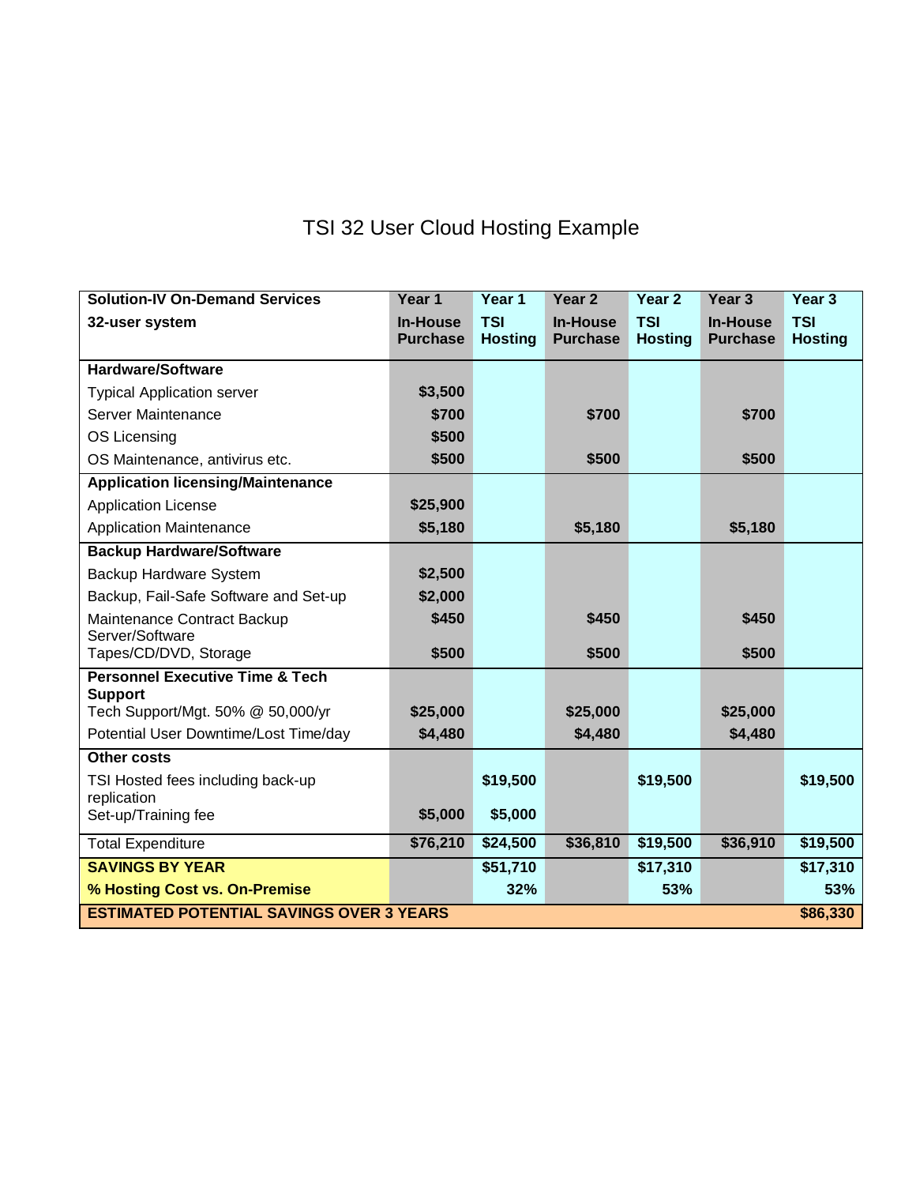# TSI 32 User Cloud Hosting Example

| Solution-IV On-Demand Services<br>32-user system | Year 1<br>In-House Purchase | Year 1<br>TSI Hosting | Year 2<br>In-House Purchase | Year 2<br>TSI Hosting | Year 3<br>In-House Purchase | Year 3<br>TSI Hosting |
|---|---|---|---|---|---|---|
| **Hardware/Software** | | | | | | |
| Typical Application server | $3,500 | | | | | |
| Server Maintenance | $700 | | $700 | | $700 | |
| OS Licensing | $500 | | | | | |
| OS Maintenance, antivirus etc. | $500 | | $500 | | $500 | |
| **Application licensing/Maintenance** | | | | | | |
| Application License | $25,900 | | | | | |
| Application Maintenance | $5,180 | | $5,180 | | $5,180 | |
| **Backup Hardware/Software** | | | | | | |
| Backup Hardware System | $2,500 | | | | | |
| Backup, Fail-Safe Software and Set-up | $2,000 | | | | | |
| Maintenance Contract Backup Server/Software | $450 | | $450 | | $450 | |
| Tapes/CD/DVD, Storage | $500 | | $500 | | $500 | |
| **Personnel Executive Time & Tech Support** | | | | | | |
| Tech Support/Mgt. 50% @ 50,000/yr | $25,000 | | $25,000 | | $25,000 | |
| Potential User Downtime/Lost Time/day | $4,480 | | $4,480 | | $4,480 | |
| **Other costs** | | | | | | |
| TSI Hosted fees including back-up replication | | $19,500 | | $19,500 | | $19,500 |
| Set-up/Training fee | $5,000 | $5,000 | | | | |
| Total Expenditure | $76,210 | $24,500 | $36,810 | $19,500 | $36,910 | $19,500 |
| **SAVINGS BY YEAR** | | $51,710 | | $17,310 | | $17,310 |
| **% Hosting Cost vs. On-Premise** | | 32% | | 53% | | 53% |
| **ESTIMATED POTENTIAL SAVINGS OVER 3 YEARS** | | | | | | $86,330 |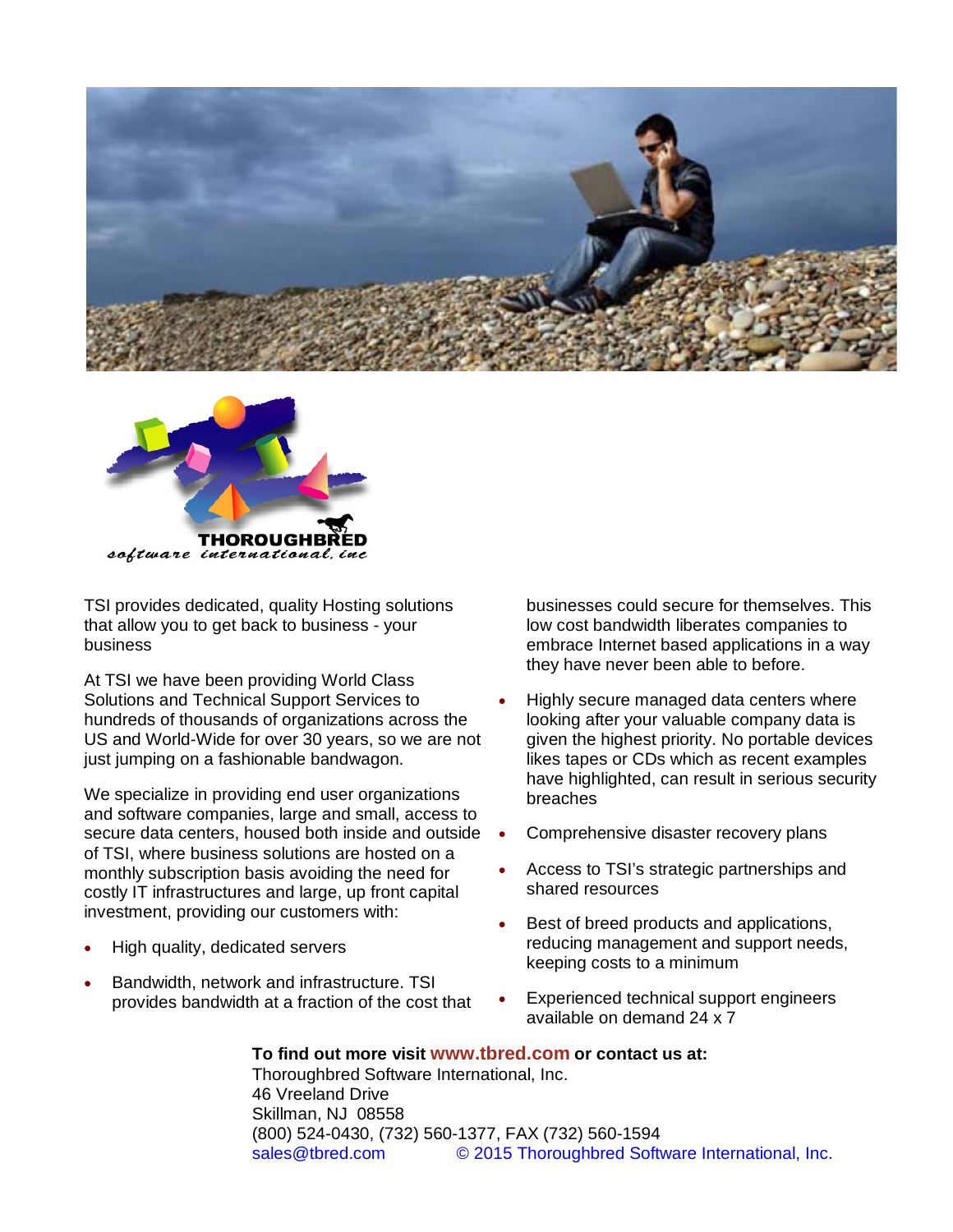TSI provides dedicated, quality Hosting solutions that allow you to get back to business - your business

At TSI we have been providing World Class Solutions and Technical Support Services to hundreds of thousands of organizations across the US and World-Wide for over 30 years, so we are not just jumping on a fashionable bandwagon.

We specialize in providing end user organizations and software companies, large and small, access to secure data centers, housed both inside and outside of TSI, where business solutions are hosted on a monthly subscription basis avoiding the need for costly IT infrastructures and large, up front capital investment, providing our customers with:

- High quality, dedicated servers
- Bandwidth, network and infrastructure. TSI provides bandwidth at a fraction of the cost that businesses could secure for themselves. This low cost bandwidth liberates companies to embrace Internet based applications in a way they have never been able to before.
- Highly secure managed data centers where looking after your valuable company data is given the highest priority. No portable devices likes tapes or CDs which as recent examples have highlighted, can result in serious security breaches
- Comprehensive disaster recovery plans
- Access to TSI's strategic partnerships and shared resources
- Best of breed products and applications, reducing management and support needs, keeping costs to a minimum
- Experienced technical support engineers available on demand 24 x 7

**To find out more visit www.tbred.com or contact us at:**
Thoroughbred Software International, Inc.
46 Vreeland Drive
Skillman, NJ 08558
(800) 524-0430, (732) 560-1377, FAX (732) 560-1594
sales@tbred.com © 2015 Thoroughbred Software International, Inc.